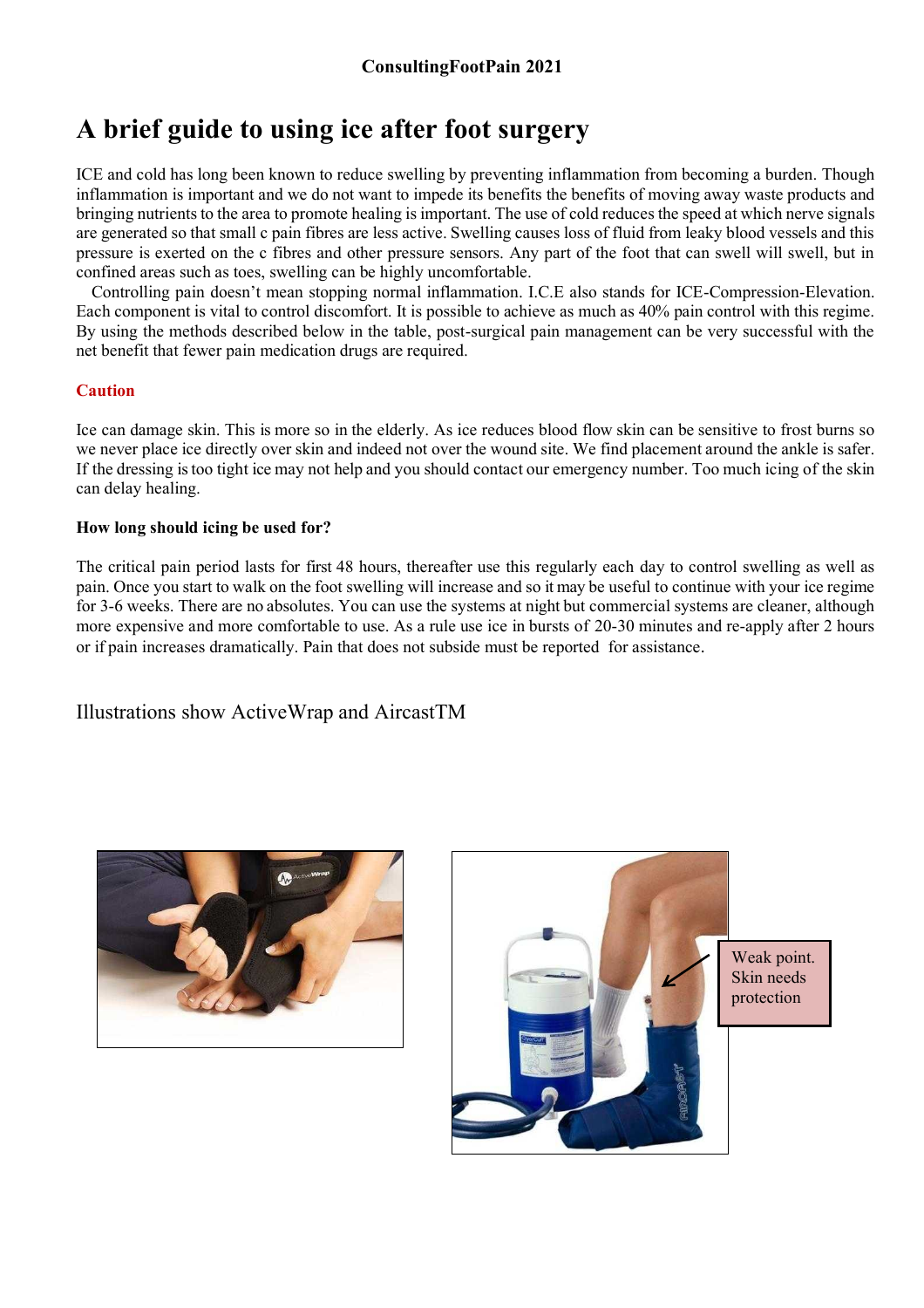**ConsultingFootPain 2021**

# A brief guide to using ice after foot surgery

ICE and cold has long been known to reduce swelling by preventing inflammation from becoming a burden. Though inflammation is important and we do not want to impede its benefits the benefits of moving away waste products and bringing nutrients to the area to promote healing is important. The use of cold reduces the speed at which nerve signals are generated so that small c pain fibres are less active. Swelling causes loss of fluid from leaky blood vessels and this pressure is exerted on the c fibres and other pressure sensors. Any part of the foot that can swell will swell, but in confined areas such as toes, swelling can be highly uncomfortable.

Controlling pain doesn't mean stopping normal inflammation. I.C.E also stands for ICE-Compression-Elevation. Each component is vital to control discomfort. It is possible to achieve as much as 40% pain control with this regime. By using the methods described below in the table, post-surgical pain management can be very successful with the net benefit that fewer pain medication drugs are required.

## Caution

Ice can damage skin. This is more so in the elderly. As ice reduces blood flow skin can be sensitive to frost burns so we never place ice directly over skin and indeed not over the wound site. We find placement around the ankle is safer. If the dressing is too tight ice may not help and you should contact our emergency number. Too much icing of the skin can delay healing.

### How long should icing be used for?

The critical pain period lasts for first 48 hours, thereafter use this regularly each day to control swelling as well as pain. Once you start to walk on the foot swelling will increase and so it may be useful to continue with your ice regime for 3-6 weeks. There are no absolutes. You can use the systems at night but commercial systems are cleaner, although more expensive and more comfortable to use. As a rule use ice in bursts of 20-30 minutes and re-apply after 2 hours or if pain increases dramatically. Pain that does not subside must be reported for assistance.

Illustrations show ActiveWrap and AircastTM

Weak point. Skin needs protection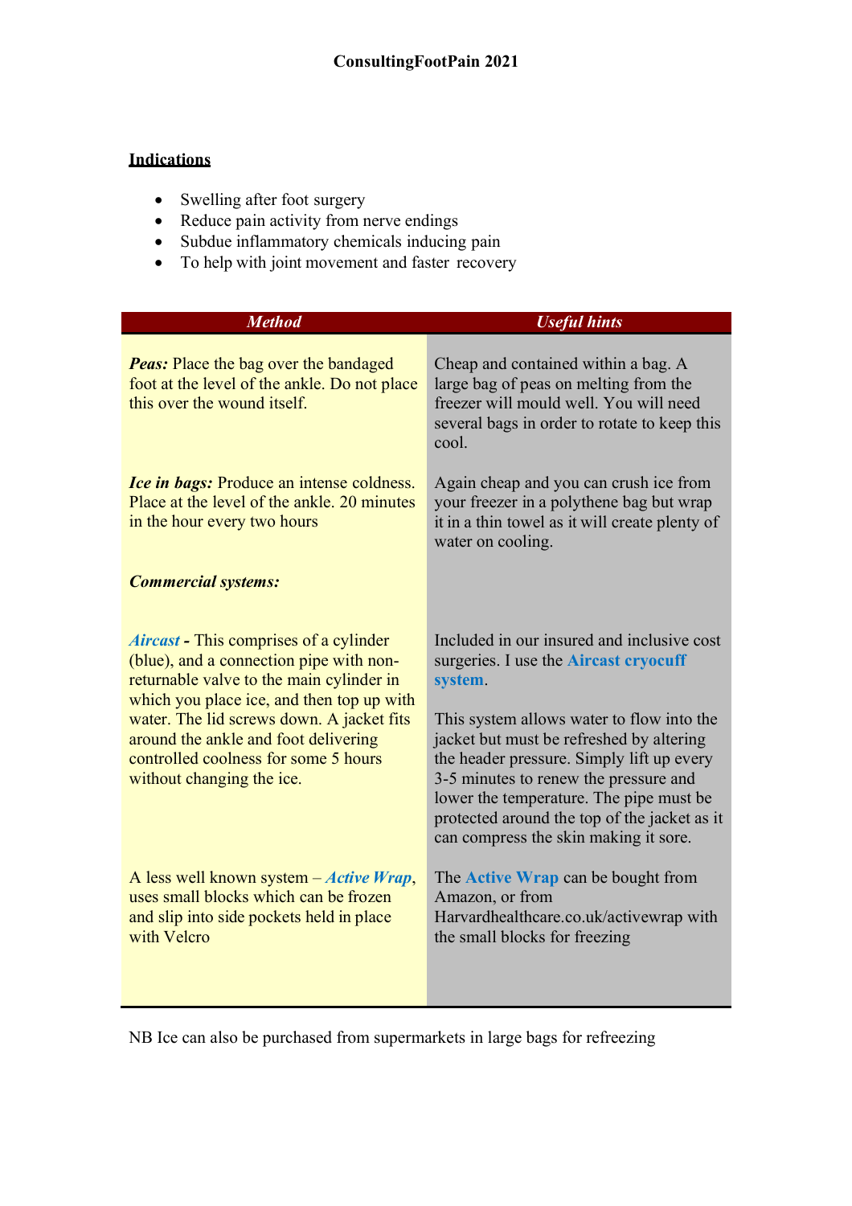**Indications**

- Swelling after foot surgery
- Reduce pain activity from nerve endings
- Subdue inflammatory chemicals inducing pain
- To help with joint movement and faster recovery

| ***Method*** | ***Useful hints*** |
|---|---|
| ***Peas:*** Place the bag over the bandaged foot at the level of the ankle. Do not place this over the wound itself. | Cheap and contained within a bag. A large bag of peas on melting from the freezer will mould well. You will need several bags in order to rotate to keep this cool. |
| ***Ice in bags:*** Produce an intense coldness. Place at the level of the ankle. 20 minutes in the hour every two hours | Again cheap and you can crush ice from your freezer in a polythene bag but wrap it in a thin towel as it will create plenty of water on cooling. |
| ***Commercial systems:*** | |
| ***Aircast*** **-** This comprises of a cylinder (blue), and a connection pipe with non-returnable valve to the main cylinder in which you place ice, and then top up with water. The lid screws down. A jacket fits around the ankle and foot delivering controlled coolness for some 5 hours without changing the ice. | Included in our insured and inclusive cost surgeries. I use the **Aircast cryocuff system**.<br><br>This system allows water to flow into the jacket but must be refreshed by altering the header pressure. Simply lift up every 3-5 minutes to renew the pressure and lower the temperature. The pipe must be protected around the top of the jacket as it can compress the skin making it sore. |
| A less well known system – ***Active Wrap***, uses small blocks which can be frozen and slip into side pockets held in place with Velcro | The **Active Wrap** can be bought from Amazon, or from Harvardhealthcare.co.uk/activewrap with the small blocks for freezing |

NB Ice can also be purchased from supermarkets in large bags for refreezing